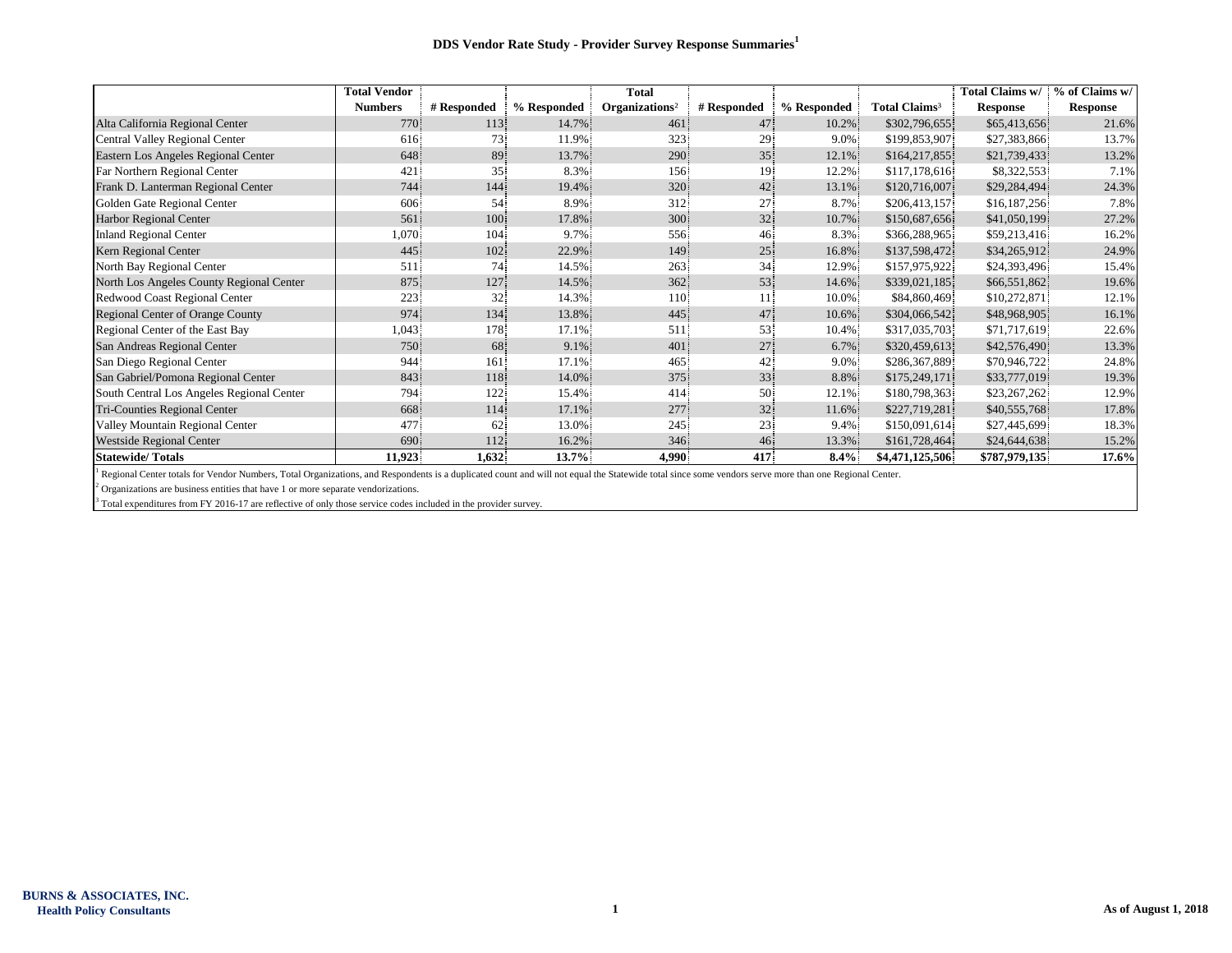## DDS Vendor Rate Study - Provider Survey Response Summaries[1]

| | Total Vendor Numbers | # Responded | % Responded | Total Organizations[2] | # Responded | % Responded | Total Claims[3] | Total Claims w/ Response | % of Claims w/ Response |
|---|---|---|---|---|---|---|---|---|---|
| Alta California Regional Center | 770 | 113 | 14.7% | 461 | 47 | 10.2% | $302,796,655 | $65,413,656 | 21.6% |
| Central Valley Regional Center | 616 | 73 | 11.9% | 323 | 29 | 9.0% | $199,853,907 | $27,383,866 | 13.7% |
| Eastern Los Angeles Regional Center | 648 | 89 | 13.7% | 290 | 35 | 12.1% | $164,217,855 | $21,739,433 | 13.2% |
| Far Northern Regional Center | 421 | 35 | 8.3% | 156 | 19 | 12.2% | $117,178,616 | $8,322,553 | 7.1% |
| Frank D. Lanterman Regional Center | 744 | 144 | 19.4% | 320 | 42 | 13.1% | $120,716,007 | $29,284,494 | 24.3% |
| Golden Gate Regional Center | 606 | 54 | 8.9% | 312 | 27 | 8.7% | $206,413,157 | $16,187,256 | 7.8% |
| Harbor Regional Center | 561 | 100 | 17.8% | 300 | 32 | 10.7% | $150,687,656 | $41,050,199 | 27.2% |
| Inland Regional Center | 1,070 | 104 | 9.7% | 556 | 46 | 8.3% | $366,288,965 | $59,213,416 | 16.2% |
| Kern Regional Center | 445 | 102 | 22.9% | 149 | 25 | 16.8% | $137,598,472 | $34,265,912 | 24.9% |
| North Bay Regional Center | 511 | 74 | 14.5% | 263 | 34 | 12.9% | $157,975,922 | $24,393,496 | 15.4% |
| North Los Angeles County Regional Center | 875 | 127 | 14.5% | 362 | 53 | 14.6% | $339,021,185 | $66,551,862 | 19.6% |
| Redwood Coast Regional Center | 223 | 32 | 14.3% | 110 | 11 | 10.0% | $84,860,469 | $10,272,871 | 12.1% |
| Regional Center of Orange County | 974 | 134 | 13.8% | 445 | 47 | 10.6% | $304,066,542 | $48,968,905 | 16.1% |
| Regional Center of the East Bay | 1,043 | 178 | 17.1% | 511 | 53 | 10.4% | $317,035,703 | $71,717,619 | 22.6% |
| San Andreas Regional Center | 750 | 68 | 9.1% | 401 | 27 | 6.7% | $320,459,613 | $42,576,490 | 13.3% |
| San Diego Regional Center | 944 | 161 | 17.1% | 465 | 42 | 9.0% | $286,367,889 | $70,946,722 | 24.8% |
| San Gabriel/Pomona Regional Center | 843 | 118 | 14.0% | 375 | 33 | 8.8% | $175,249,171 | $33,777,019 | 19.3% |
| South Central Los Angeles Regional Center | 794 | 122 | 15.4% | 414 | 50 | 12.1% | $180,798,363 | $23,267,262 | 12.9% |
| Tri-Counties Regional Center | 668 | 114 | 17.1% | 277 | 32 | 11.6% | $227,719,281 | $40,555,768 | 17.8% |
| Valley Mountain Regional Center | 477 | 62 | 13.0% | 245 | 23 | 9.4% | $150,091,614 | $27,445,699 | 18.3% |
| Westside Regional Center | 690 | 112 | 16.2% | 346 | 46 | 13.3% | $161,728,464 | $24,644,638 | 15.2% |
| **Statewide/ Totals** | **11,923** | **1,632** | **13.7%** | **4,990** | **417** | **8.4%** | **$4,471,125,506** | **$787,979,135** | **17.6%** |

[1] Regional Center totals for Vendor Numbers, Total Organizations, and Respondents is a duplicated count and will not equal the Statewide total since some vendors serve more than one Regional Center.

[2] Organizations are business entities that have 1 or more separate vendorizations.

[3] Total expenditures from FY 2016-17 are reflective of only those service codes included in the provider survey.

**BURNS & ASSOCIATES, INC.**
**Health Policy Consultants**

**As of August 1, 2018**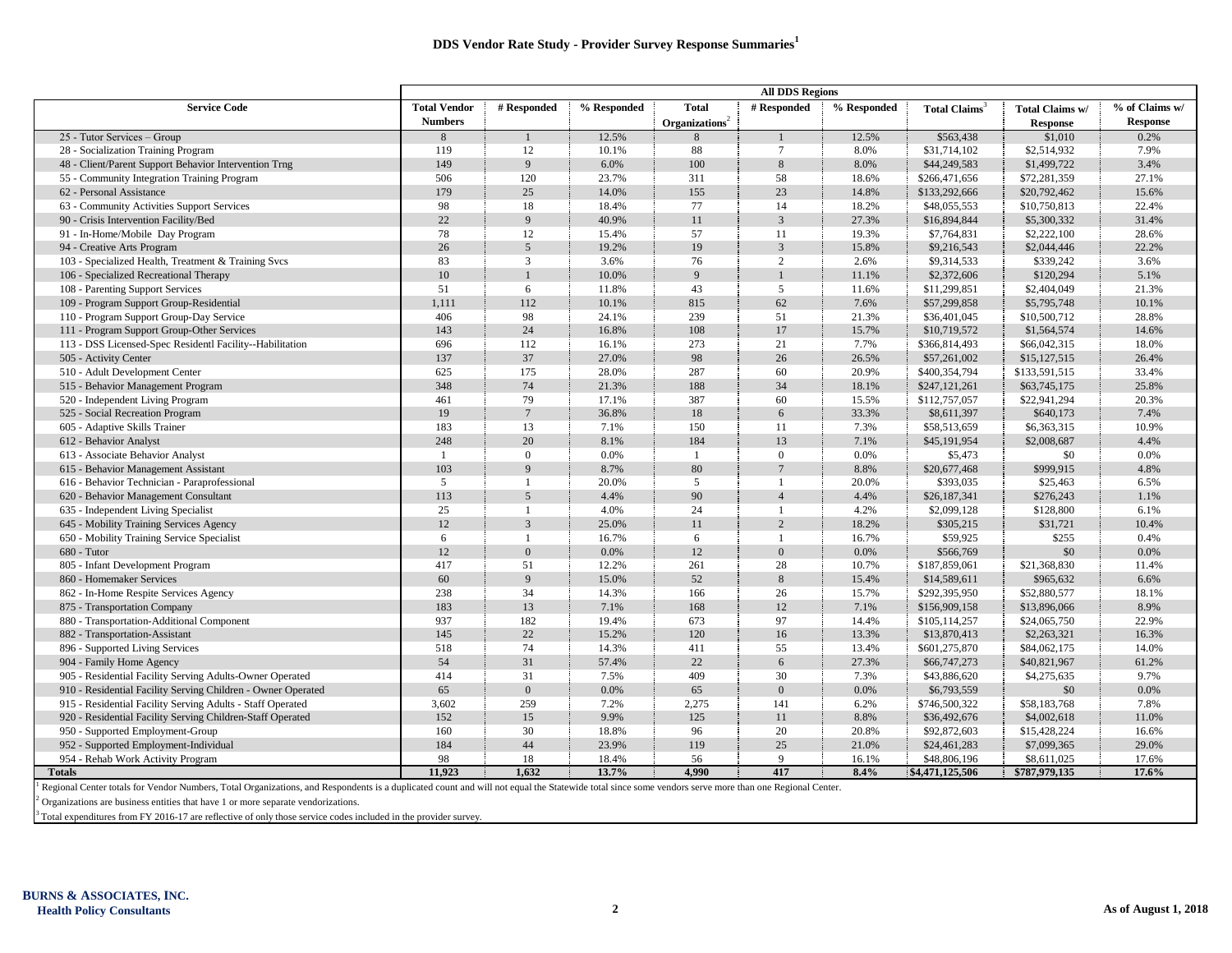# DDS Vendor Rate Study - Provider Survey Response Summaries[1]

| | All DDS Regions | | | | | | | | |
|---|---|---|---|---|---|---|---|---|---|
| Service Code | Total Vendor Numbers | # Responded | % Responded | Total Organizations[2] | # Responded | % Responded | Total Claims[3] | Total Claims w/ Response | % of Claims w/ Response |
| 25 - Tutor Services – Group | 8 | 1 | 12.5% | 8 | 1 | 12.5% | $563,438 | $1,010 | 0.2% |
| 28 - Socialization Training Program | 119 | 12 | 10.1% | 88 | 7 | 8.0% | $31,714,102 | $2,514,932 | 7.9% |
| 48 - Client/Parent Support Behavior Intervention Trng | 149 | 9 | 6.0% | 100 | 8 | 8.0% | $44,249,583 | $1,499,722 | 3.4% |
| 55 - Community Integration Training Program | 506 | 120 | 23.7% | 311 | 58 | 18.6% | $266,471,656 | $72,281,359 | 27.1% |
| 62 - Personal Assistance | 179 | 25 | 14.0% | 155 | 23 | 14.8% | $133,292,666 | $20,792,462 | 15.6% |
| 63 - Community Activities Support Services | 98 | 18 | 18.4% | 77 | 14 | 18.2% | $48,055,553 | $10,750,813 | 22.4% |
| 90 - Crisis Intervention Facility/Bed | 22 | 9 | 40.9% | 11 | 3 | 27.3% | $16,894,844 | $5,300,332 | 31.4% |
| 91 - In-Home/Mobile Day Program | 78 | 12 | 15.4% | 57 | 11 | 19.3% | $7,764,831 | $2,222,100 | 28.6% |
| 94 - Creative Arts Program | 26 | 5 | 19.2% | 19 | 3 | 15.8% | $9,216,543 | $2,044,446 | 22.2% |
| 103 - Specialized Health, Treatment & Training Svcs | 83 | 3 | 3.6% | 76 | 2 | 2.6% | $9,314,533 | $339,242 | 3.6% |
| 106 - Specialized Recreational Therapy | 10 | 1 | 10.0% | 9 | 1 | 11.1% | $2,372,606 | $120,294 | 5.1% |
| 108 - Parenting Support Services | 51 | 6 | 11.8% | 43 | 5 | 11.6% | $11,299,851 | $2,404,049 | 21.3% |
| 109 - Program Support Group-Residential | 1,111 | 112 | 10.1% | 815 | 62 | 7.6% | $57,299,858 | $5,795,748 | 10.1% |
| 110 - Program Support Group-Day Service | 406 | 98 | 24.1% | 239 | 51 | 21.3% | $36,401,045 | $10,500,712 | 28.8% |
| 111 - Program Support Group-Other Services | 143 | 24 | 16.8% | 108 | 17 | 15.7% | $10,719,572 | $1,564,574 | 14.6% |
| 113 - DSS Licensed-Spec Residentl Facility--Habilitation | 696 | 112 | 16.1% | 273 | 21 | 7.7% | $366,814,493 | $66,042,315 | 18.0% |
| 505 - Activity Center | 137 | 37 | 27.0% | 98 | 26 | 26.5% | $57,261,002 | $15,127,515 | 26.4% |
| 510 - Adult Development Center | 625 | 175 | 28.0% | 287 | 60 | 20.9% | $400,354,794 | $133,591,515 | 33.4% |
| 515 - Behavior Management Program | 348 | 74 | 21.3% | 188 | 34 | 18.1% | $247,121,261 | $63,745,175 | 25.8% |
| 520 - Independent Living Program | 461 | 79 | 17.1% | 387 | 60 | 15.5% | $112,757,057 | $22,941,294 | 20.3% |
| 525 - Social Recreation Program | 19 | 7 | 36.8% | 18 | 6 | 33.3% | $8,611,397 | $640,173 | 7.4% |
| 605 - Adaptive Skills Trainer | 183 | 13 | 7.1% | 150 | 11 | 7.3% | $58,513,659 | $6,363,315 | 10.9% |
| 612 - Behavior Analyst | 248 | 20 | 8.1% | 184 | 13 | 7.1% | $45,191,954 | $2,008,687 | 4.4% |
| 613 - Associate Behavior Analyst | 1 | 0 | 0.0% | 1 | 0 | 0.0% | $5,473 | $0 | 0.0% |
| 615 - Behavior Management Assistant | 103 | 9 | 8.7% | 80 | 7 | 8.8% | $20,677,468 | $999,915 | 4.8% |
| 616 - Behavior Technician - Paraprofessional | 5 | 1 | 20.0% | 5 | 1 | 20.0% | $393,035 | $25,463 | 6.5% |
| 620 - Behavior Management Consultant | 113 | 5 | 4.4% | 90 | 4 | 4.4% | $26,187,341 | $276,243 | 1.1% |
| 635 - Independent Living Specialist | 25 | 1 | 4.0% | 24 | 1 | 4.2% | $2,099,128 | $128,800 | 6.1% |
| 645 - Mobility Training Services Agency | 12 | 3 | 25.0% | 11 | 2 | 18.2% | $305,215 | $31,721 | 10.4% |
| 650 - Mobility Training Service Specialist | 6 | 1 | 16.7% | 6 | 1 | 16.7% | $59,925 | $255 | 0.4% |
| 680 - Tutor | 12 | 0 | 0.0% | 12 | 0 | 0.0% | $566,769 | $0 | 0.0% |
| 805 - Infant Development Program | 417 | 51 | 12.2% | 261 | 28 | 10.7% | $187,859,061 | $21,368,830 | 11.4% |
| 860 - Homemaker Services | 60 | 9 | 15.0% | 52 | 8 | 15.4% | $14,589,611 | $965,632 | 6.6% |
| 862 - In-Home Respite Services Agency | 238 | 34 | 14.3% | 166 | 26 | 15.7% | $292,395,950 | $52,880,577 | 18.1% |
| 875 - Transportation Company | 183 | 13 | 7.1% | 168 | 12 | 7.1% | $156,909,158 | $13,896,066 | 8.9% |
| 880 - Transportation-Additional Component | 937 | 182 | 19.4% | 673 | 97 | 14.4% | $105,114,257 | $24,065,750 | 22.9% |
| 882 - Transportation-Assistant | 145 | 22 | 15.2% | 120 | 16 | 13.3% | $13,870,413 | $2,263,321 | 16.3% |
| 896 - Supported Living Services | 518 | 74 | 14.3% | 411 | 55 | 13.4% | $601,275,870 | $84,062,175 | 14.0% |
| 904 - Family Home Agency | 54 | 31 | 57.4% | 22 | 6 | 27.3% | $66,747,273 | $40,821,967 | 61.2% |
| 905 - Residential Facility Serving Adults-Owner Operated | 414 | 31 | 7.5% | 409 | 30 | 7.3% | $43,886,620 | $4,275,635 | 9.7% |
| 910 - Residential Facility Serving Children - Owner Operated | 65 | 0 | 0.0% | 65 | 0 | 0.0% | $6,793,559 | $0 | 0.0% |
| 915 - Residential Facility Serving Adults - Staff Operated | 3,602 | 259 | 7.2% | 2,275 | 141 | 6.2% | $746,500,322 | $58,183,768 | 7.8% |
| 920 - Residential Facility Serving Children-Staff Operated | 152 | 15 | 9.9% | 125 | 11 | 8.8% | $36,492,676 | $4,002,618 | 11.0% |
| 950 - Supported Employment-Group | 160 | 30 | 18.8% | 96 | 20 | 20.8% | $92,872,603 | $15,428,224 | 16.6% |
| 952 - Supported Employment-Individual | 184 | 44 | 23.9% | 119 | 25 | 21.0% | $24,461,283 | $7,099,365 | 29.0% |
| 954 - Rehab Work Activity Program | 98 | 18 | 18.4% | 56 | 9 | 16.1% | $48,806,196 | $8,611,025 | 17.6% |
| **Totals** | **11,923** | **1,632** | **13.7%** | **4,990** | **417** | **8.4%** | **$4,471,125,506** | **$787,979,135** | **17.6%** |

[1] Regional Center totals for Vendor Numbers, Total Organizations, and Respondents is a duplicated count and will not equal the Statewide total since some vendors serve more than one Regional Center.

[2] Organizations are business entities that have 1 or more separate vendorizations.

[3] Total expenditures from FY 2016-17 are reflective of only those service codes included in the provider survey.

**BURNS & ASSOCIATES, INC.**
**Health Policy Consultants**

**As of August 1, 2018**